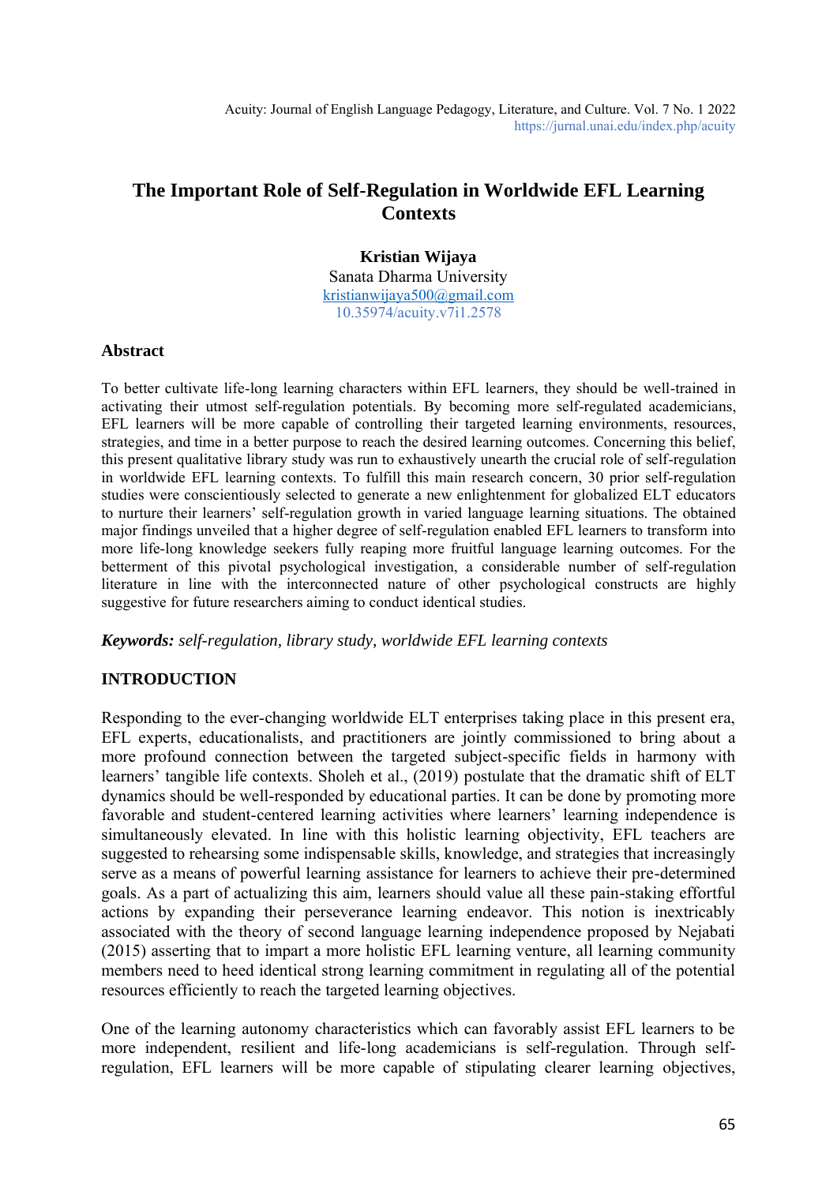# The Important Role of Self-Regulation in Worldwide EFL Learning Contexts

**Kristian Wijaya**
Sanata Dharma University
kristianwijaya500@gmail.com
10.35974/acuity.v7i1.2578

## Abstract

To better cultivate life-long learning characters within EFL learners, they should be well-trained in activating their utmost self-regulation potentials. By becoming more self-regulated academicians, EFL learners will be more capable of controlling their targeted learning environments, resources, strategies, and time in a better purpose to reach the desired learning outcomes. Concerning this belief, this present qualitative library study was run to exhaustively unearth the crucial role of self-regulation in worldwide EFL learning contexts. To fulfill this main research concern, 30 prior self-regulation studies were conscientiously selected to generate a new enlightenment for globalized ELT educators to nurture their learners' self-regulation growth in varied language learning situations. The obtained major findings unveiled that a higher degree of self-regulation enabled EFL learners to transform into more life-long knowledge seekers fully reaping more fruitful language learning outcomes. For the betterment of this pivotal psychological investigation, a considerable number of self-regulation literature in line with the interconnected nature of other psychological constructs are highly suggestive for future researchers aiming to conduct identical studies.

***Keywords:*** *self-regulation, library study, worldwide EFL learning contexts*

## INTRODUCTION

Responding to the ever-changing worldwide ELT enterprises taking place in this present era, EFL experts, educationalists, and practitioners are jointly commissioned to bring about a more profound connection between the targeted subject-specific fields in harmony with learners' tangible life contexts. Sholeh et al., (2019) postulate that the dramatic shift of ELT dynamics should be well-responded by educational parties. It can be done by promoting more favorable and student-centered learning activities where learners' learning independence is simultaneously elevated. In line with this holistic learning objectivity, EFL teachers are suggested to rehearsing some indispensable skills, knowledge, and strategies that increasingly serve as a means of powerful learning assistance for learners to achieve their pre-determined goals. As a part of actualizing this aim, learners should value all these pain-staking effortful actions by expanding their perseverance learning endeavor. This notion is inextricably associated with the theory of second language learning independence proposed by Nejabati (2015) asserting that to impart a more holistic EFL learning venture, all learning community members need to heed identical strong learning commitment in regulating all of the potential resources efficiently to reach the targeted learning objectives.

One of the learning autonomy characteristics which can favorably assist EFL learners to be more independent, resilient and life-long academicians is self-regulation. Through self-regulation, EFL learners will be more capable of stipulating clearer learning objectives,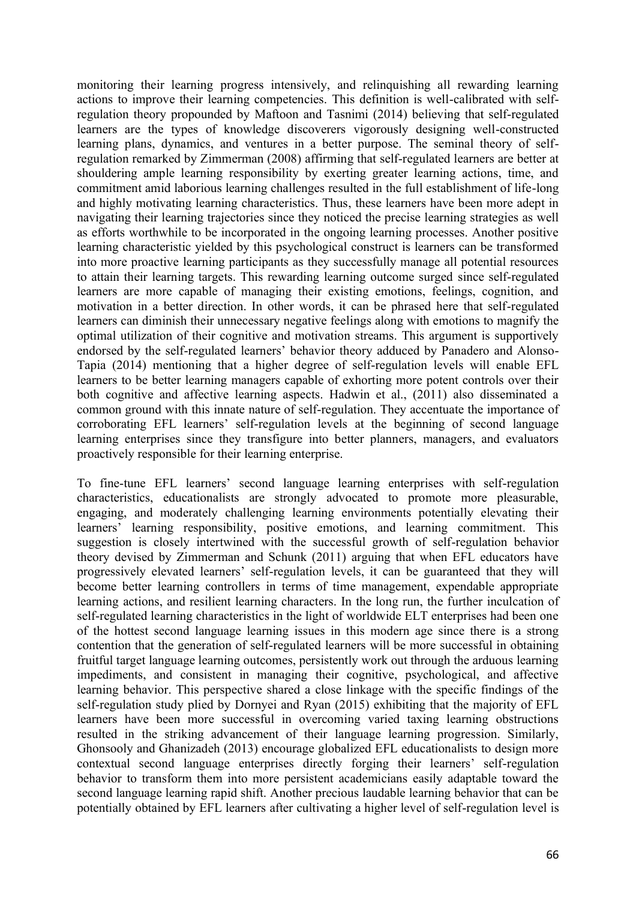monitoring their learning progress intensively, and relinquishing all rewarding learning actions to improve their learning competencies. This definition is well-calibrated with self-regulation theory propounded by Maftoon and Tasnimi (2014) believing that self-regulated learners are the types of knowledge discoverers vigorously designing well-constructed learning plans, dynamics, and ventures in a better purpose. The seminal theory of self-regulation remarked by Zimmerman (2008) affirming that self-regulated learners are better at shouldering ample learning responsibility by exerting greater learning actions, time, and commitment amid laborious learning challenges resulted in the full establishment of life-long and highly motivating learning characteristics. Thus, these learners have been more adept in navigating their learning trajectories since they noticed the precise learning strategies as well as efforts worthwhile to be incorporated in the ongoing learning processes. Another positive learning characteristic yielded by this psychological construct is learners can be transformed into more proactive learning participants as they successfully manage all potential resources to attain their learning targets. This rewarding learning outcome surged since self-regulated learners are more capable of managing their existing emotions, feelings, cognition, and motivation in a better direction. In other words, it can be phrased here that self-regulated learners can diminish their unnecessary negative feelings along with emotions to magnify the optimal utilization of their cognitive and motivation streams. This argument is supportively endorsed by the self-regulated learners' behavior theory adduced by Panadero and Alonso-Tapia (2014) mentioning that a higher degree of self-regulation levels will enable EFL learners to be better learning managers capable of exhorting more potent controls over their both cognitive and affective learning aspects. Hadwin et al., (2011) also disseminated a common ground with this innate nature of self-regulation. They accentuate the importance of corroborating EFL learners' self-regulation levels at the beginning of second language learning enterprises since they transfigure into better planners, managers, and evaluators proactively responsible for their learning enterprise.

To fine-tune EFL learners' second language learning enterprises with self-regulation characteristics, educationalists are strongly advocated to promote more pleasurable, engaging, and moderately challenging learning environments potentially elevating their learners' learning responsibility, positive emotions, and learning commitment. This suggestion is closely intertwined with the successful growth of self-regulation behavior theory devised by Zimmerman and Schunk (2011) arguing that when EFL educators have progressively elevated learners' self-regulation levels, it can be guaranteed that they will become better learning controllers in terms of time management, expendable appropriate learning actions, and resilient learning characters. In the long run, the further inculcation of self-regulated learning characteristics in the light of worldwide ELT enterprises had been one of the hottest second language learning issues in this modern age since there is a strong contention that the generation of self-regulated learners will be more successful in obtaining fruitful target language learning outcomes, persistently work out through the arduous learning impediments, and consistent in managing their cognitive, psychological, and affective learning behavior. This perspective shared a close linkage with the specific findings of the self-regulation study plied by Dornyei and Ryan (2015) exhibiting that the majority of EFL learners have been more successful in overcoming varied taxing learning obstructions resulted in the striking advancement of their language learning progression. Similarly, Ghonsooly and Ghanizadeh (2013) encourage globalized EFL educationalists to design more contextual second language enterprises directly forging their learners' self-regulation behavior to transform them into more persistent academicians easily adaptable toward the second language learning rapid shift. Another precious laudable learning behavior that can be potentially obtained by EFL learners after cultivating a higher level of self-regulation level is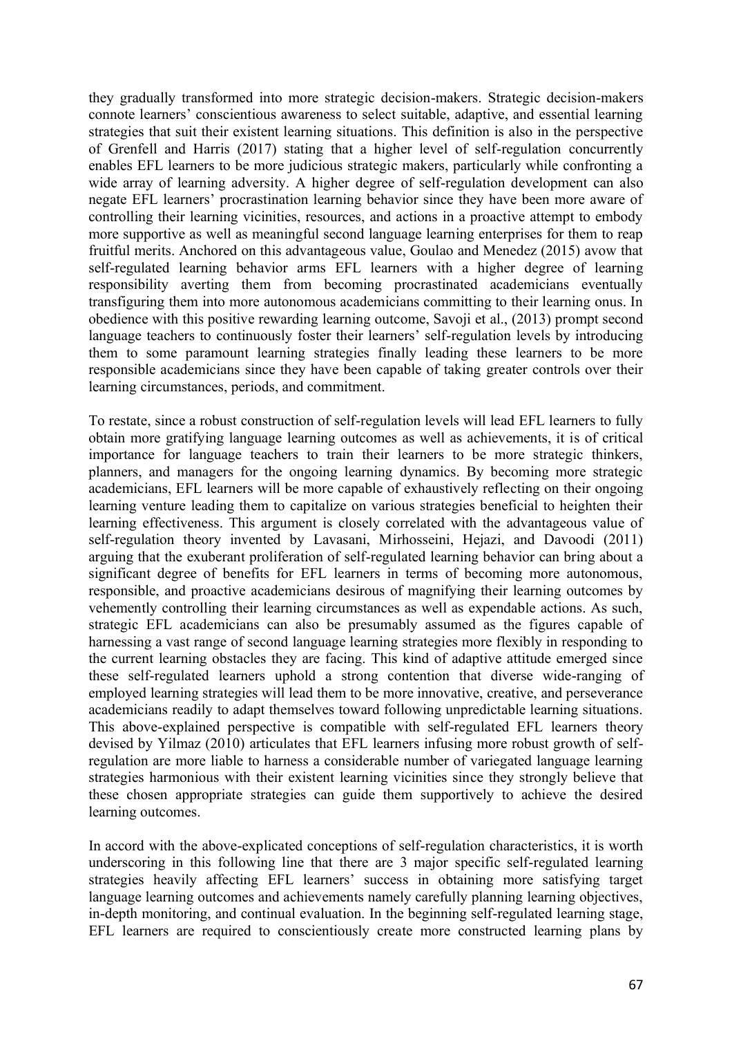they gradually transformed into more strategic decision-makers. Strategic decision-makers connote learners' conscientious awareness to select suitable, adaptive, and essential learning strategies that suit their existent learning situations. This definition is also in the perspective of Grenfell and Harris (2017) stating that a higher level of self-regulation concurrently enables EFL learners to be more judicious strategic makers, particularly while confronting a wide array of learning adversity. A higher degree of self-regulation development can also negate EFL learners' procrastination learning behavior since they have been more aware of controlling their learning vicinities, resources, and actions in a proactive attempt to embody more supportive as well as meaningful second language learning enterprises for them to reap fruitful merits. Anchored on this advantageous value, Goulao and Menedez (2015) avow that self-regulated learning behavior arms EFL learners with a higher degree of learning responsibility averting them from becoming procrastinated academicians eventually transfiguring them into more autonomous academicians committing to their learning onus. In obedience with this positive rewarding learning outcome, Savoji et al., (2013) prompt second language teachers to continuously foster their learners' self-regulation levels by introducing them to some paramount learning strategies finally leading these learners to be more responsible academicians since they have been capable of taking greater controls over their learning circumstances, periods, and commitment.

To restate, since a robust construction of self-regulation levels will lead EFL learners to fully obtain more gratifying language learning outcomes as well as achievements, it is of critical importance for language teachers to train their learners to be more strategic thinkers, planners, and managers for the ongoing learning dynamics. By becoming more strategic academicians, EFL learners will be more capable of exhaustively reflecting on their ongoing learning venture leading them to capitalize on various strategies beneficial to heighten their learning effectiveness. This argument is closely correlated with the advantageous value of self-regulation theory invented by Lavasani, Mirhosseini, Hejazi, and Davoodi (2011) arguing that the exuberant proliferation of self-regulated learning behavior can bring about a significant degree of benefits for EFL learners in terms of becoming more autonomous, responsible, and proactive academicians desirous of magnifying their learning outcomes by vehemently controlling their learning circumstances as well as expendable actions. As such, strategic EFL academicians can also be presumably assumed as the figures capable of harnessing a vast range of second language learning strategies more flexibly in responding to the current learning obstacles they are facing. This kind of adaptive attitude emerged since these self-regulated learners uphold a strong contention that diverse wide-ranging of employed learning strategies will lead them to be more innovative, creative, and perseverance academicians readily to adapt themselves toward following unpredictable learning situations. This above-explained perspective is compatible with self-regulated EFL learners theory devised by Yilmaz (2010) articulates that EFL learners infusing more robust growth of self-regulation are more liable to harness a considerable number of variegated language learning strategies harmonious with their existent learning vicinities since they strongly believe that these chosen appropriate strategies can guide them supportively to achieve the desired learning outcomes.

In accord with the above-explicated conceptions of self-regulation characteristics, it is worth underscoring in this following line that there are 3 major specific self-regulated learning strategies heavily affecting EFL learners' success in obtaining more satisfying target language learning outcomes and achievements namely carefully planning learning objectives, in-depth monitoring, and continual evaluation. In the beginning self-regulated learning stage, EFL learners are required to conscientiously create more constructed learning plans by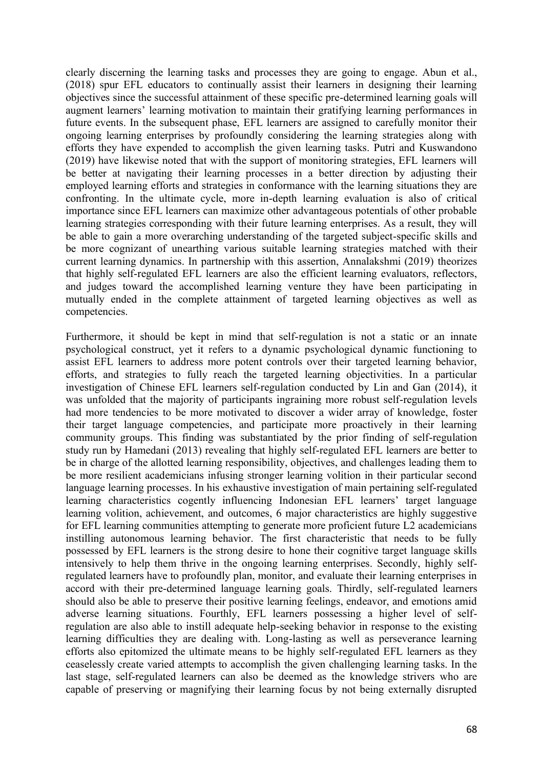clearly discerning the learning tasks and processes they are going to engage. Abun et al., (2018) spur EFL educators to continually assist their learners in designing their learning objectives since the successful attainment of these specific pre-determined learning goals will augment learners' learning motivation to maintain their gratifying learning performances in future events. In the subsequent phase, EFL learners are assigned to carefully monitor their ongoing learning enterprises by profoundly considering the learning strategies along with efforts they have expended to accomplish the given learning tasks. Putri and Kuswandono (2019) have likewise noted that with the support of monitoring strategies, EFL learners will be better at navigating their learning processes in a better direction by adjusting their employed learning efforts and strategies in conformance with the learning situations they are confronting. In the ultimate cycle, more in-depth learning evaluation is also of critical importance since EFL learners can maximize other advantageous potentials of other probable learning strategies corresponding with their future learning enterprises. As a result, they will be able to gain a more overarching understanding of the targeted subject-specific skills and be more cognizant of unearthing various suitable learning strategies matched with their current learning dynamics. In partnership with this assertion, Annalakshmi (2019) theorizes that highly self-regulated EFL learners are also the efficient learning evaluators, reflectors, and judges toward the accomplished learning venture they have been participating in mutually ended in the complete attainment of targeted learning objectives as well as competencies.

Furthermore, it should be kept in mind that self-regulation is not a static or an innate psychological construct, yet it refers to a dynamic psychological dynamic functioning to assist EFL learners to address more potent controls over their targeted learning behavior, efforts, and strategies to fully reach the targeted learning objectivities. In a particular investigation of Chinese EFL learners self-regulation conducted by Lin and Gan (2014), it was unfolded that the majority of participants ingraining more robust self-regulation levels had more tendencies to be more motivated to discover a wider array of knowledge, foster their target language competencies, and participate more proactively in their learning community groups. This finding was substantiated by the prior finding of self-regulation study run by Hamedani (2013) revealing that highly self-regulated EFL learners are better to be in charge of the allotted learning responsibility, objectives, and challenges leading them to be more resilient academicians infusing stronger learning volition in their particular second language learning processes. In his exhaustive investigation of main pertaining self-regulated learning characteristics cogently influencing Indonesian EFL learners' target language learning volition, achievement, and outcomes, 6 major characteristics are highly suggestive for EFL learning communities attempting to generate more proficient future L2 academicians instilling autonomous learning behavior. The first characteristic that needs to be fully possessed by EFL learners is the strong desire to hone their cognitive target language skills intensively to help them thrive in the ongoing learning enterprises. Secondly, highly self-regulated learners have to profoundly plan, monitor, and evaluate their learning enterprises in accord with their pre-determined language learning goals. Thirdly, self-regulated learners should also be able to preserve their positive learning feelings, endeavor, and emotions amid adverse learning situations. Fourthly, EFL learners possessing a higher level of self-regulation are also able to instill adequate help-seeking behavior in response to the existing learning difficulties they are dealing with. Long-lasting as well as perseverance learning efforts also epitomized the ultimate means to be highly self-regulated EFL learners as they ceaselessly create varied attempts to accomplish the given challenging learning tasks. In the last stage, self-regulated learners can also be deemed as the knowledge strivers who are capable of preserving or magnifying their learning focus by not being externally disrupted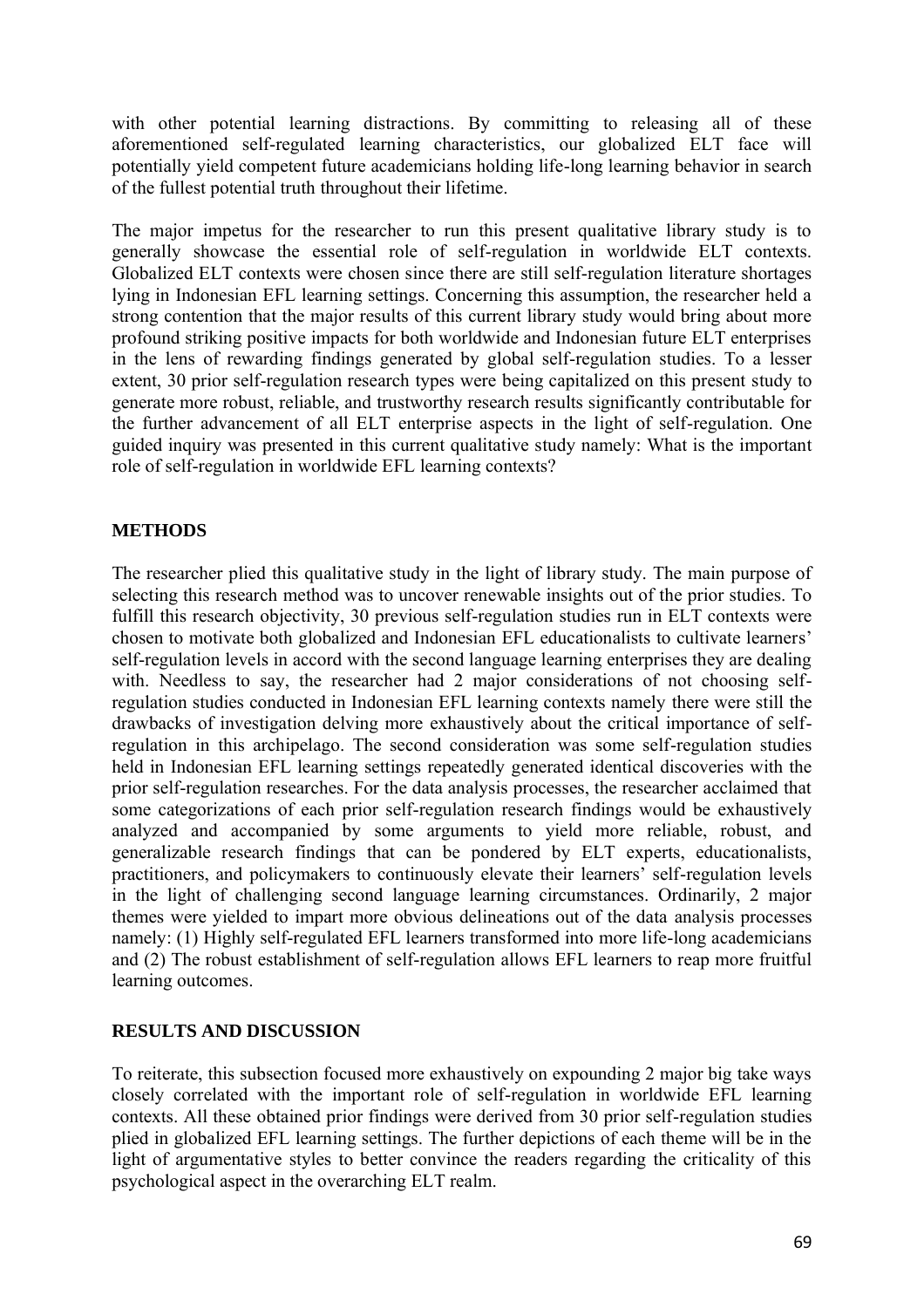with other potential learning distractions. By committing to releasing all of these aforementioned self-regulated learning characteristics, our globalized ELT face will potentially yield competent future academicians holding life-long learning behavior in search of the fullest potential truth throughout their lifetime.

The major impetus for the researcher to run this present qualitative library study is to generally showcase the essential role of self-regulation in worldwide ELT contexts. Globalized ELT contexts were chosen since there are still self-regulation literature shortages lying in Indonesian EFL learning settings. Concerning this assumption, the researcher held a strong contention that the major results of this current library study would bring about more profound striking positive impacts for both worldwide and Indonesian future ELT enterprises in the lens of rewarding findings generated by global self-regulation studies. To a lesser extent, 30 prior self-regulation research types were being capitalized on this present study to generate more robust, reliable, and trustworthy research results significantly contributable for the further advancement of all ELT enterprise aspects in the light of self-regulation. One guided inquiry was presented in this current qualitative study namely: What is the important role of self-regulation in worldwide EFL learning contexts?

## METHODS

The researcher plied this qualitative study in the light of library study. The main purpose of selecting this research method was to uncover renewable insights out of the prior studies. To fulfill this research objectivity, 30 previous self-regulation studies run in ELT contexts were chosen to motivate both globalized and Indonesian EFL educationalists to cultivate learners' self-regulation levels in accord with the second language learning enterprises they are dealing with. Needless to say, the researcher had 2 major considerations of not choosing self-regulation studies conducted in Indonesian EFL learning contexts namely there were still the drawbacks of investigation delving more exhaustively about the critical importance of self-regulation in this archipelago. The second consideration was some self-regulation studies held in Indonesian EFL learning settings repeatedly generated identical discoveries with the prior self-regulation researches. For the data analysis processes, the researcher acclaimed that some categorizations of each prior self-regulation research findings would be exhaustively analyzed and accompanied by some arguments to yield more reliable, robust, and generalizable research findings that can be pondered by ELT experts, educationalists, practitioners, and policymakers to continuously elevate their learners' self-regulation levels in the light of challenging second language learning circumstances. Ordinarily, 2 major themes were yielded to impart more obvious delineations out of the data analysis processes namely: (1) Highly self-regulated EFL learners transformed into more life-long academicians and (2) The robust establishment of self-regulation allows EFL learners to reap more fruitful learning outcomes.

## RESULTS AND DISCUSSION

To reiterate, this subsection focused more exhaustively on expounding 2 major big take ways closely correlated with the important role of self-regulation in worldwide EFL learning contexts. All these obtained prior findings were derived from 30 prior self-regulation studies plied in globalized EFL learning settings. The further depictions of each theme will be in the light of argumentative styles to better convince the readers regarding the criticality of this psychological aspect in the overarching ELT realm.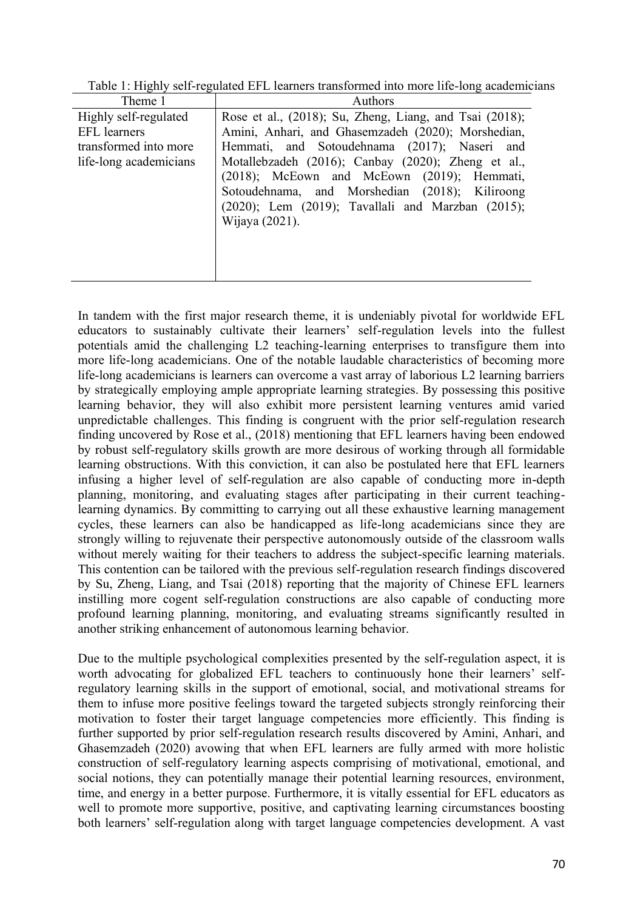Table 1: Highly self-regulated EFL learners transformed into more life-long academicians

| Theme 1 | Authors |
|---|---|
| Highly self-regulated EFL learners transformed into more life-long academicians | Rose et al., (2018); Su, Zheng, Liang, and Tsai (2018); Amini, Anhari, and Ghasemzadeh (2020); Morshedian, Hemmati, and Sotoudehnama (2017); Naseri and Motallebzadeh (2016); Canbay (2020); Zheng et al., (2018); McEown and McEown (2019); Hemmati, Sotoudehnama, and Morshedian (2018); Kiliroong (2020); Lem (2019); Tavallali and Marzban (2015); Wijaya (2021). |

In tandem with the first major research theme, it is undeniably pivotal for worldwide EFL educators to sustainably cultivate their learners' self-regulation levels into the fullest potentials amid the challenging L2 teaching-learning enterprises to transfigure them into more life-long academicians. One of the notable laudable characteristics of becoming more life-long academicians is learners can overcome a vast array of laborious L2 learning barriers by strategically employing ample appropriate learning strategies. By possessing this positive learning behavior, they will also exhibit more persistent learning ventures amid varied unpredictable challenges. This finding is congruent with the prior self-regulation research finding uncovered by Rose et al., (2018) mentioning that EFL learners having been endowed by robust self-regulatory skills growth are more desirous of working through all formidable learning obstructions. With this conviction, it can also be postulated here that EFL learners infusing a higher level of self-regulation are also capable of conducting more in-depth planning, monitoring, and evaluating stages after participating in their current teaching-learning dynamics. By committing to carrying out all these exhaustive learning management cycles, these learners can also be handicapped as life-long academicians since they are strongly willing to rejuvenate their perspective autonomously outside of the classroom walls without merely waiting for their teachers to address the subject-specific learning materials. This contention can be tailored with the previous self-regulation research findings discovered by Su, Zheng, Liang, and Tsai (2018) reporting that the majority of Chinese EFL learners instilling more cogent self-regulation constructions are also capable of conducting more profound learning planning, monitoring, and evaluating streams significantly resulted in another striking enhancement of autonomous learning behavior.

Due to the multiple psychological complexities presented by the self-regulation aspect, it is worth advocating for globalized EFL teachers to continuously hone their learners' self-regulatory learning skills in the support of emotional, social, and motivational streams for them to infuse more positive feelings toward the targeted subjects strongly reinforcing their motivation to foster their target language competencies more efficiently. This finding is further supported by prior self-regulation research results discovered by Amini, Anhari, and Ghasemzadeh (2020) avowing that when EFL learners are fully armed with more holistic construction of self-regulatory learning aspects comprising of motivational, emotional, and social notions, they can potentially manage their potential learning resources, environment, time, and energy in a better purpose. Furthermore, it is vitally essential for EFL educators as well to promote more supportive, positive, and captivating learning circumstances boosting both learners' self-regulation along with target language competencies development. A vast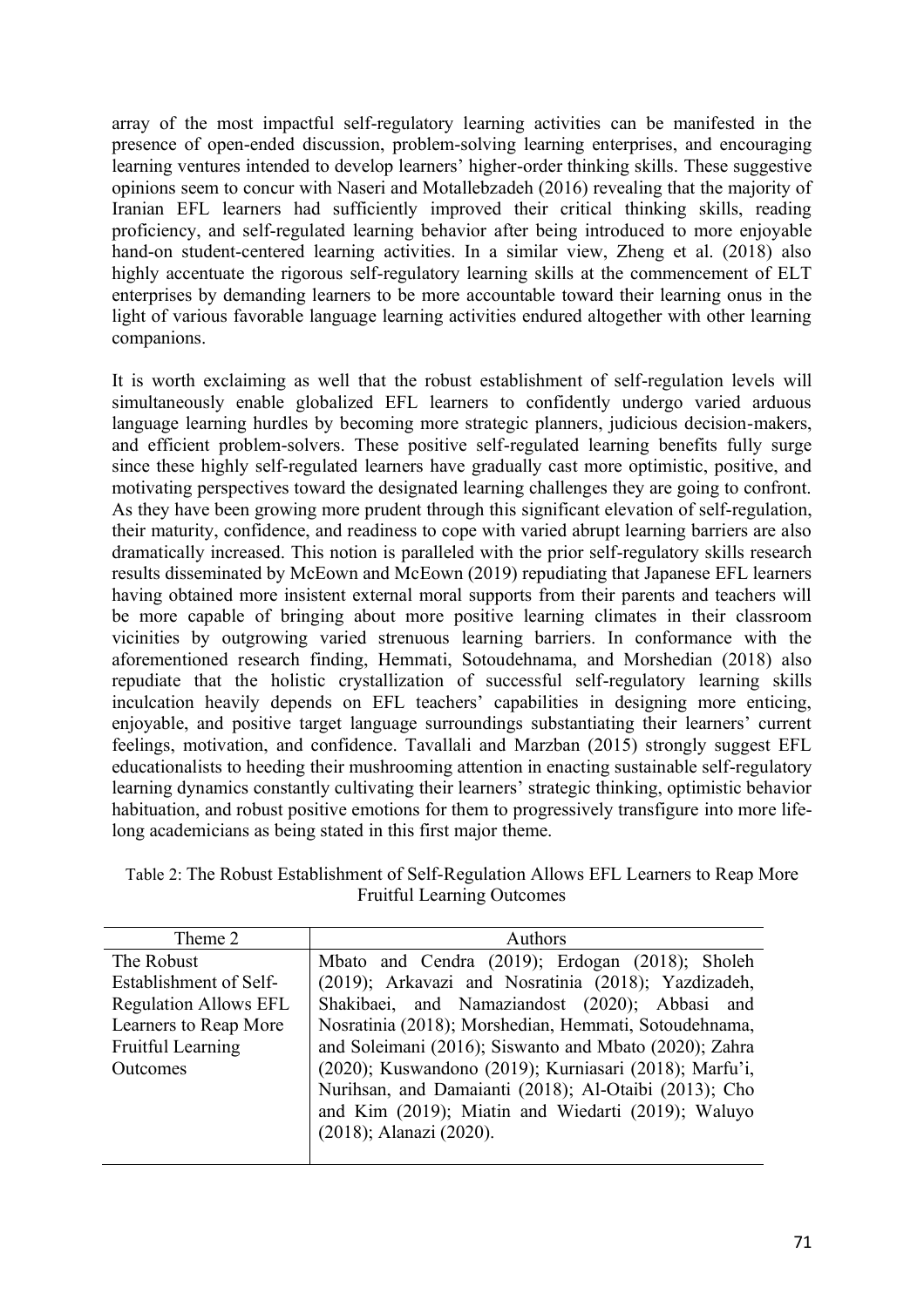array of the most impactful self-regulatory learning activities can be manifested in the presence of open-ended discussion, problem-solving learning enterprises, and encouraging learning ventures intended to develop learners' higher-order thinking skills. These suggestive opinions seem to concur with Naseri and Motallebzadeh (2016) revealing that the majority of Iranian EFL learners had sufficiently improved their critical thinking skills, reading proficiency, and self-regulated learning behavior after being introduced to more enjoyable hand-on student-centered learning activities. In a similar view, Zheng et al. (2018) also highly accentuate the rigorous self-regulatory learning skills at the commencement of ELT enterprises by demanding learners to be more accountable toward their learning onus in the light of various favorable language learning activities endured altogether with other learning companions.

It is worth exclaiming as well that the robust establishment of self-regulation levels will simultaneously enable globalized EFL learners to confidently undergo varied arduous language learning hurdles by becoming more strategic planners, judicious decision-makers, and efficient problem-solvers. These positive self-regulated learning benefits fully surge since these highly self-regulated learners have gradually cast more optimistic, positive, and motivating perspectives toward the designated learning challenges they are going to confront. As they have been growing more prudent through this significant elevation of self-regulation, their maturity, confidence, and readiness to cope with varied abrupt learning barriers are also dramatically increased. This notion is paralleled with the prior self-regulatory skills research results disseminated by McEown and McEown (2019) repudiating that Japanese EFL learners having obtained more insistent external moral supports from their parents and teachers will be more capable of bringing about more positive learning climates in their classroom vicinities by outgrowing varied strenuous learning barriers. In conformance with the aforementioned research finding, Hemmati, Sotoudehnama, and Morshedian (2018) also repudiate that the holistic crystallization of successful self-regulatory learning skills inculcation heavily depends on EFL teachers' capabilities in designing more enticing, enjoyable, and positive target language surroundings substantiating their learners' current feelings, motivation, and confidence. Tavallali and Marzban (2015) strongly suggest EFL educationalists to heeding their mushrooming attention in enacting sustainable self-regulatory learning dynamics constantly cultivating their learners' strategic thinking, optimistic behavior habituation, and robust positive emotions for them to progressively transfigure into more life-long academicians as being stated in this first major theme.

Table 2: The Robust Establishment of Self-Regulation Allows EFL Learners to Reap More Fruitful Learning Outcomes

| Theme 2 | Authors |
|---|---|
| The Robust Establishment of Self-Regulation Allows EFL Learners to Reap More Fruitful Learning Outcomes | Mbato and Cendra (2019); Erdogan (2018); Sholeh (2019); Arkavazi and Nosratinia (2018); Yazdizadeh, Shakibaei, and Namaziandost (2020); Abbasi and Nosratinia (2018); Morshedian, Hemmati, Sotoudehnama, and Soleimani (2016); Siswanto and Mbato (2020); Zahra (2020); Kuswandono (2019); Kurniasari (2018); Marfu'i, Nurihsan, and Damaianti (2018); Al-Otaibi (2013); Cho and Kim (2019); Miatin and Wiedarti (2019); Waluyo (2018); Alanazi (2020). |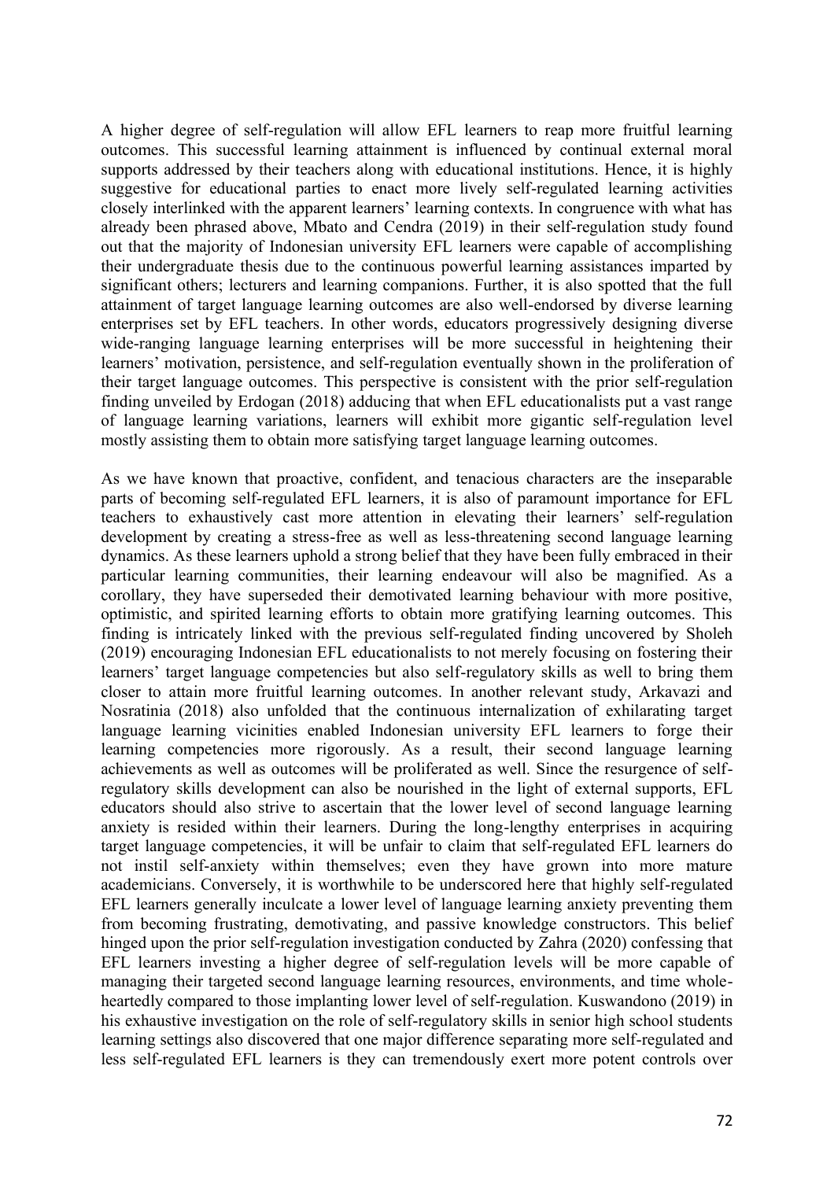A higher degree of self-regulation will allow EFL learners to reap more fruitful learning outcomes. This successful learning attainment is influenced by continual external moral supports addressed by their teachers along with educational institutions. Hence, it is highly suggestive for educational parties to enact more lively self-regulated learning activities closely interlinked with the apparent learners' learning contexts. In congruence with what has already been phrased above, Mbato and Cendra (2019) in their self-regulation study found out that the majority of Indonesian university EFL learners were capable of accomplishing their undergraduate thesis due to the continuous powerful learning assistances imparted by significant others; lecturers and learning companions. Further, it is also spotted that the full attainment of target language learning outcomes are also well-endorsed by diverse learning enterprises set by EFL teachers. In other words, educators progressively designing diverse wide-ranging language learning enterprises will be more successful in heightening their learners' motivation, persistence, and self-regulation eventually shown in the proliferation of their target language outcomes. This perspective is consistent with the prior self-regulation finding unveiled by Erdogan (2018) adducing that when EFL educationalists put a vast range of language learning variations, learners will exhibit more gigantic self-regulation level mostly assisting them to obtain more satisfying target language learning outcomes.

As we have known that proactive, confident, and tenacious characters are the inseparable parts of becoming self-regulated EFL learners, it is also of paramount importance for EFL teachers to exhaustively cast more attention in elevating their learners' self-regulation development by creating a stress-free as well as less-threatening second language learning dynamics. As these learners uphold a strong belief that they have been fully embraced in their particular learning communities, their learning endeavour will also be magnified. As a corollary, they have superseded their demotivated learning behaviour with more positive, optimistic, and spirited learning efforts to obtain more gratifying learning outcomes. This finding is intricately linked with the previous self-regulated finding uncovered by Sholeh (2019) encouraging Indonesian EFL educationalists to not merely focusing on fostering their learners' target language competencies but also self-regulatory skills as well to bring them closer to attain more fruitful learning outcomes. In another relevant study, Arkavazi and Nosratinia (2018) also unfolded that the continuous internalization of exhilarating target language learning vicinities enabled Indonesian university EFL learners to forge their learning competencies more rigorously. As a result, their second language learning achievements as well as outcomes will be proliferated as well. Since the resurgence of self-regulatory skills development can also be nourished in the light of external supports, EFL educators should also strive to ascertain that the lower level of second language learning anxiety is resided within their learners. During the long-lengthy enterprises in acquiring target language competencies, it will be unfair to claim that self-regulated EFL learners do not instil self-anxiety within themselves; even they have grown into more mature academicians. Conversely, it is worthwhile to be underscored here that highly self-regulated EFL learners generally inculcate a lower level of language learning anxiety preventing them from becoming frustrating, demotivating, and passive knowledge constructors. This belief hinged upon the prior self-regulation investigation conducted by Zahra (2020) confessing that EFL learners investing a higher degree of self-regulation levels will be more capable of managing their targeted second language learning resources, environments, and time whole-heartedly compared to those implanting lower level of self-regulation. Kuswandono (2019) in his exhaustive investigation on the role of self-regulatory skills in senior high school students learning settings also discovered that one major difference separating more self-regulated and less self-regulated EFL learners is they can tremendously exert more potent controls over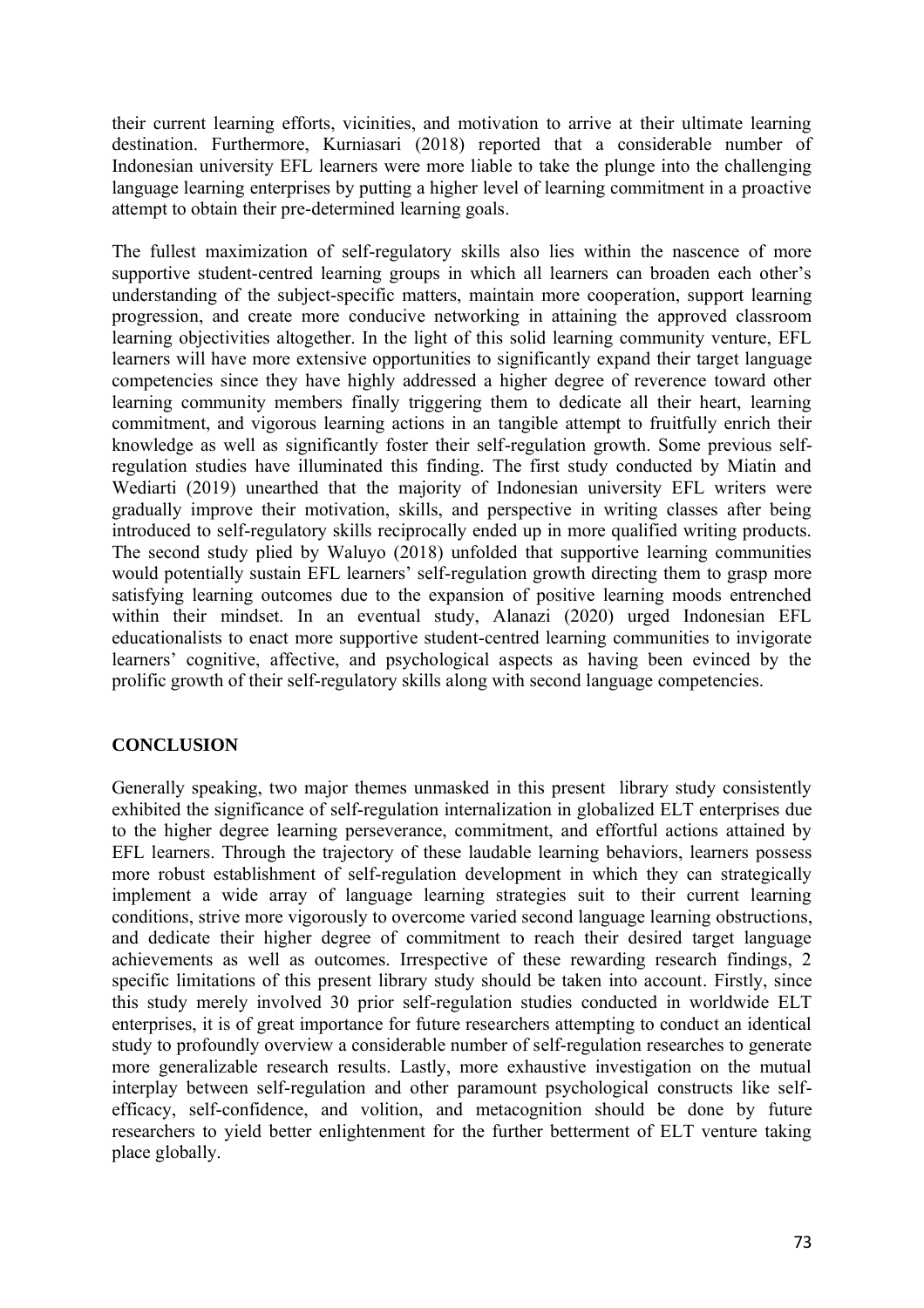their current learning efforts, vicinities, and motivation to arrive at their ultimate learning destination. Furthermore, Kurniasari (2018) reported that a considerable number of Indonesian university EFL learners were more liable to take the plunge into the challenging language learning enterprises by putting a higher level of learning commitment in a proactive attempt to obtain their pre-determined learning goals.

The fullest maximization of self-regulatory skills also lies within the nascence of more supportive student-centred learning groups in which all learners can broaden each other's understanding of the subject-specific matters, maintain more cooperation, support learning progression, and create more conducive networking in attaining the approved classroom learning objectivities altogether. In the light of this solid learning community venture, EFL learners will have more extensive opportunities to significantly expand their target language competencies since they have highly addressed a higher degree of reverence toward other learning community members finally triggering them to dedicate all their heart, learning commitment, and vigorous learning actions in an tangible attempt to fruitfully enrich their knowledge as well as significantly foster their self-regulation growth. Some previous self-regulation studies have illuminated this finding. The first study conducted by Miatin and Wediarti (2019) unearthed that the majority of Indonesian university EFL writers were gradually improve their motivation, skills, and perspective in writing classes after being introduced to self-regulatory skills reciprocally ended up in more qualified writing products. The second study plied by Waluyo (2018) unfolded that supportive learning communities would potentially sustain EFL learners' self-regulation growth directing them to grasp more satisfying learning outcomes due to the expansion of positive learning moods entrenched within their mindset. In an eventual study, Alanazi (2020) urged Indonesian EFL educationalists to enact more supportive student-centred learning communities to invigorate learners' cognitive, affective, and psychological aspects as having been evinced by the prolific growth of their self-regulatory skills along with second language competencies.

## CONCLUSION

Generally speaking, two major themes unmasked in this present library study consistently exhibited the significance of self-regulation internalization in globalized ELT enterprises due to the higher degree learning perseverance, commitment, and effortful actions attained by EFL learners. Through the trajectory of these laudable learning behaviors, learners possess more robust establishment of self-regulation development in which they can strategically implement a wide array of language learning strategies suit to their current learning conditions, strive more vigorously to overcome varied second language learning obstructions, and dedicate their higher degree of commitment to reach their desired target language achievements as well as outcomes. Irrespective of these rewarding research findings, 2 specific limitations of this present library study should be taken into account. Firstly, since this study merely involved 30 prior self-regulation studies conducted in worldwide ELT enterprises, it is of great importance for future researchers attempting to conduct an identical study to profoundly overview a considerable number of self-regulation researches to generate more generalizable research results. Lastly, more exhaustive investigation on the mutual interplay between self-regulation and other paramount psychological constructs like self-efficacy, self-confidence, and volition, and metacognition should be done by future researchers to yield better enlightenment for the further betterment of ELT venture taking place globally.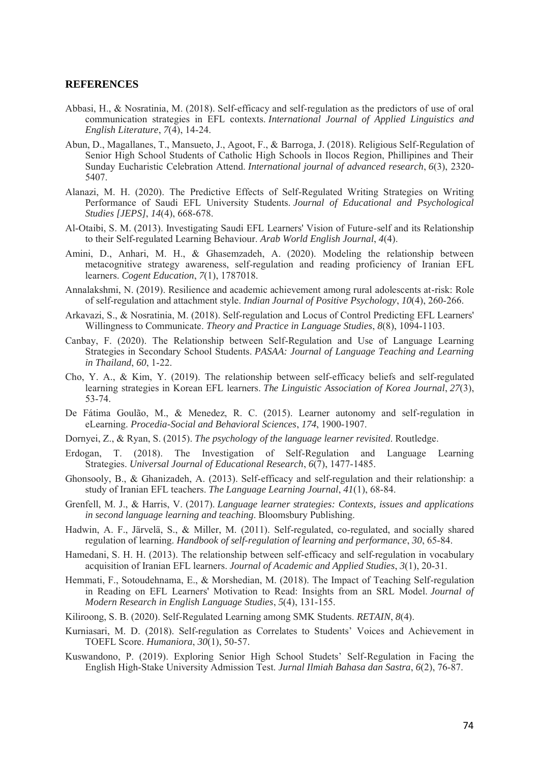## REFERENCES

Abbasi, H., & Nosratinia, M. (2018). Self-efficacy and self-regulation as the predictors of use of oral communication strategies in EFL contexts. *International Journal of Applied Linguistics and English Literature*, *7*(4), 14-24.

Abun, D., Magallanes, T., Mansueto, J., Agoot, F., & Barroga, J. (2018). Religious Self-Regulation of Senior High School Students of Catholic High Schools in Ilocos Region, Phillipines and Their Sunday Eucharistic Celebration Attend. *International journal of advanced research*, *6*(3), 2320-5407.

Alanazi, M. H. (2020). The Predictive Effects of Self-Regulated Writing Strategies on Writing Performance of Saudi EFL University Students. *Journal of Educational and Psychological Studies [JEPS]*, *14*(4), 668-678.

Al-Otaibi, S. M. (2013). Investigating Saudi EFL Learners' Vision of Future-self and its Relationship to their Self-regulated Learning Behaviour. *Arab World English Journal*, *4*(4).

Amini, D., Anhari, M. H., & Ghasemzadeh, A. (2020). Modeling the relationship between metacognitive strategy awareness, self-regulation and reading proficiency of Iranian EFL learners. *Cogent Education*, *7*(1), 1787018.

Annalakshmi, N. (2019). Resilience and academic achievement among rural adolescents at-risk: Role of self-regulation and attachment style. *Indian Journal of Positive Psychology*, *10*(4), 260-266.

Arkavazi, S., & Nosratinia, M. (2018). Self-regulation and Locus of Control Predicting EFL Learners' Willingness to Communicate. *Theory and Practice in Language Studies*, *8*(8), 1094-1103.

Canbay, F. (2020). The Relationship between Self-Regulation and Use of Language Learning Strategies in Secondary School Students. *PASAA: Journal of Language Teaching and Learning in Thailand*, *60*, 1-22.

Cho, Y. A., & Kim, Y. (2019). The relationship between self-efficacy beliefs and self-regulated learning strategies in Korean EFL learners. *The Linguistic Association of Korea Journal*, *27*(3), 53-74.

De Fátima Goulão, M., & Menedez, R. C. (2015). Learner autonomy and self-regulation in eLearning. *Procedia-Social and Behavioral Sciences*, *174*, 1900-1907.

Dornyei, Z., & Ryan, S. (2015). *The psychology of the language learner revisited*. Routledge.

Erdogan, T. (2018). The Investigation of Self-Regulation and Language Learning Strategies. *Universal Journal of Educational Research*, *6*(7), 1477-1485.

Ghonsooly, B., & Ghanizadeh, A. (2013). Self-efficacy and self-regulation and their relationship: a study of Iranian EFL teachers. *The Language Learning Journal*, *41*(1), 68-84.

Grenfell, M. J., & Harris, V. (2017). *Language learner strategies: Contexts, issues and applications in second language learning and teaching*. Bloomsbury Publishing.

Hadwin, A. F., Järvelä, S., & Miller, M. (2011). Self-regulated, co-regulated, and socially shared regulation of learning. *Handbook of self-regulation of learning and performance*, *30*, 65-84.

Hamedani, S. H. H. (2013). The relationship between self-efficacy and self-regulation in vocabulary acquisition of Iranian EFL learners. *Journal of Academic and Applied Studies*, *3*(1), 20-31.

Hemmati, F., Sotoudehnama, E., & Morshedian, M. (2018). The Impact of Teaching Self-regulation in Reading on EFL Learners' Motivation to Read: Insights from an SRL Model. *Journal of Modern Research in English Language Studies*, *5*(4), 131-155.

Kiliroong, S. B. (2020). Self-Regulated Learning among SMK Students. *RETAIN*, *8*(4).

Kurniasari, M. D. (2018). Self-regulation as Correlates to Students' Voices and Achievement in TOEFL Score. *Humaniora*, *30*(1), 50-57.

Kuswandono, P. (2019). Exploring Senior High School Studets' Self-Regulation in Facing the English High-Stake University Admission Test. *Jurnal Ilmiah Bahasa dan Sastra*, *6*(2), 76-87.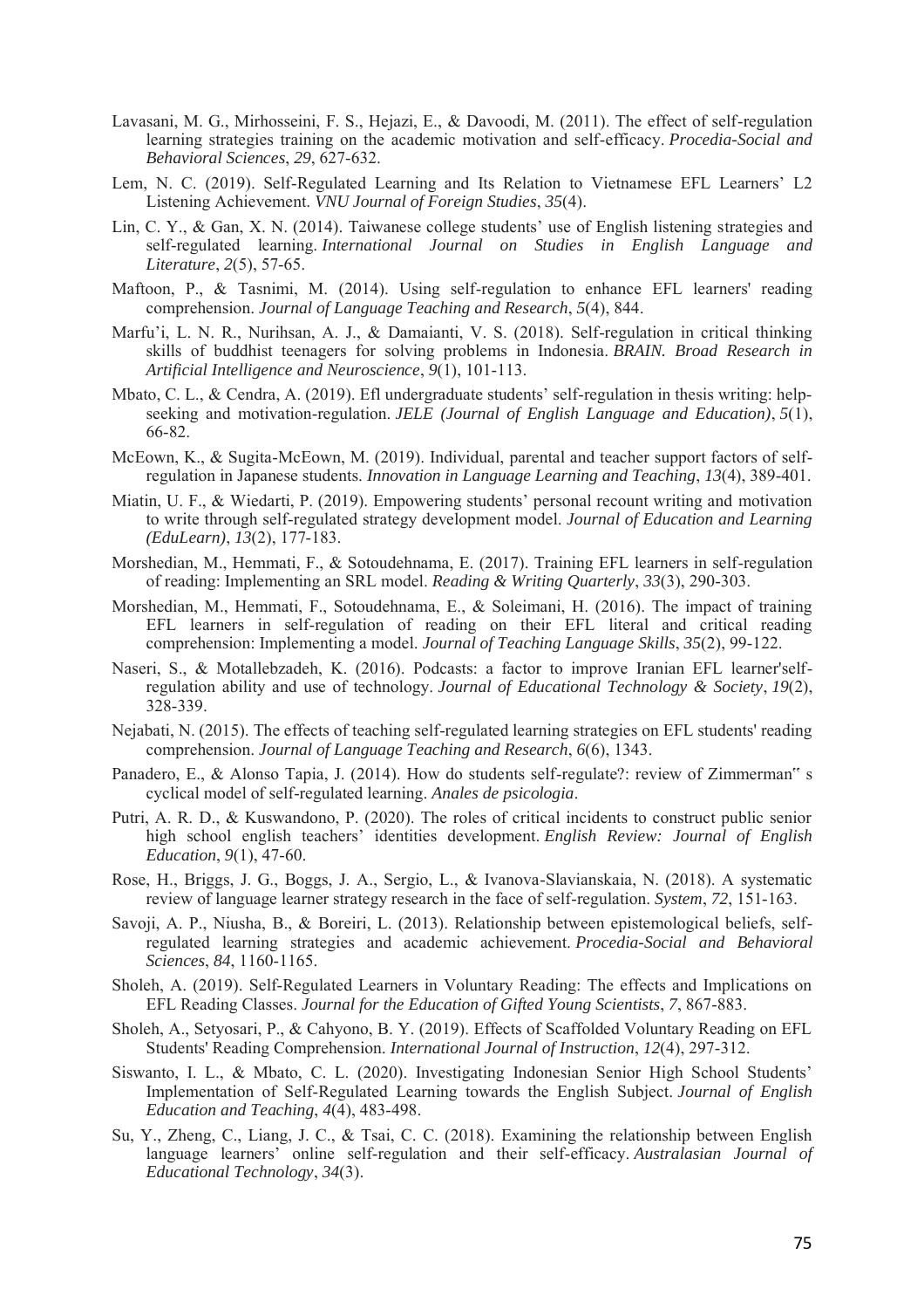Lavasani, M. G., Mirhosseini, F. S., Hejazi, E., & Davoodi, M. (2011). The effect of self-regulation learning strategies training on the academic motivation and self-efficacy. *Procedia-Social and Behavioral Sciences*, *29*, 627-632.

Lem, N. C. (2019). Self-Regulated Learning and Its Relation to Vietnamese EFL Learners' L2 Listening Achievement. *VNU Journal of Foreign Studies*, *35*(4).

Lin, C. Y., & Gan, X. N. (2014). Taiwanese college students' use of English listening strategies and self-regulated learning. *International Journal on Studies in English Language and Literature*, *2*(5), 57-65.

Maftoon, P., & Tasnimi, M. (2014). Using self-regulation to enhance EFL learners' reading comprehension. *Journal of Language Teaching and Research*, *5*(4), 844.

Marfu'i, L. N. R., Nurihsan, A. J., & Damaianti, V. S. (2018). Self-regulation in critical thinking skills of buddhist teenagers for solving problems in Indonesia. *BRAIN. Broad Research in Artificial Intelligence and Neuroscience*, *9*(1), 101-113.

Mbato, C. L., & Cendra, A. (2019). Efl undergraduate students' self-regulation in thesis writing: help-seeking and motivation-regulation. *JELE (Journal of English Language and Education)*, *5*(1), 66-82.

McEown, K., & Sugita-McEown, M. (2019). Individual, parental and teacher support factors of self-regulation in Japanese students. *Innovation in Language Learning and Teaching*, *13*(4), 389-401.

Miatin, U. F., & Wiedarti, P. (2019). Empowering students' personal recount writing and motivation to write through self-regulated strategy development model. *Journal of Education and Learning (EduLearn)*, *13*(2), 177-183.

Morshedian, M., Hemmati, F., & Sotoudehnama, E. (2017). Training EFL learners in self-regulation of reading: Implementing an SRL model. *Reading & Writing Quarterly*, *33*(3), 290-303.

Morshedian, M., Hemmati, F., Sotoudehnama, E., & Soleimani, H. (2016). The impact of training EFL learners in self-regulation of reading on their EFL literal and critical reading comprehension: Implementing a model. *Journal of Teaching Language Skills*, *35*(2), 99-122.

Naseri, S., & Motallebzadeh, K. (2016). Podcasts: a factor to improve Iranian EFL learner'self-regulation ability and use of technology. *Journal of Educational Technology & Society*, *19*(2), 328-339.

Nejabati, N. (2015). The effects of teaching self-regulated learning strategies on EFL students' reading comprehension. *Journal of Language Teaching and Research*, *6*(6), 1343.

Panadero, E., & Alonso Tapia, J. (2014). How do students self-regulate?: review of Zimmerman" s cyclical model of self-regulated learning. *Anales de psicologia*.

Putri, A. R. D., & Kuswandono, P. (2020). The roles of critical incidents to construct public senior high school english teachers' identities development. *English Review: Journal of English Education*, *9*(1), 47-60.

Rose, H., Briggs, J. G., Boggs, J. A., Sergio, L., & Ivanova-Slavianskaia, N. (2018). A systematic review of language learner strategy research in the face of self-regulation. *System*, *72*, 151-163.

Savoji, A. P., Niusha, B., & Boreiri, L. (2013). Relationship between epistemological beliefs, self-regulated learning strategies and academic achievement. *Procedia-Social and Behavioral Sciences*, *84*, 1160-1165.

Sholeh, A. (2019). Self-Regulated Learners in Voluntary Reading: The effects and Implications on EFL Reading Classes. *Journal for the Education of Gifted Young Scientists*, *7*, 867-883.

Sholeh, A., Setyosari, P., & Cahyono, B. Y. (2019). Effects of Scaffolded Voluntary Reading on EFL Students' Reading Comprehension. *International Journal of Instruction*, *12*(4), 297-312.

Siswanto, I. L., & Mbato, C. L. (2020). Investigating Indonesian Senior High School Students' Implementation of Self-Regulated Learning towards the English Subject. *Journal of English Education and Teaching*, *4*(4), 483-498.

Su, Y., Zheng, C., Liang, J. C., & Tsai, C. C. (2018). Examining the relationship between English language learners' online self-regulation and their self-efficacy. *Australasian Journal of Educational Technology*, *34*(3).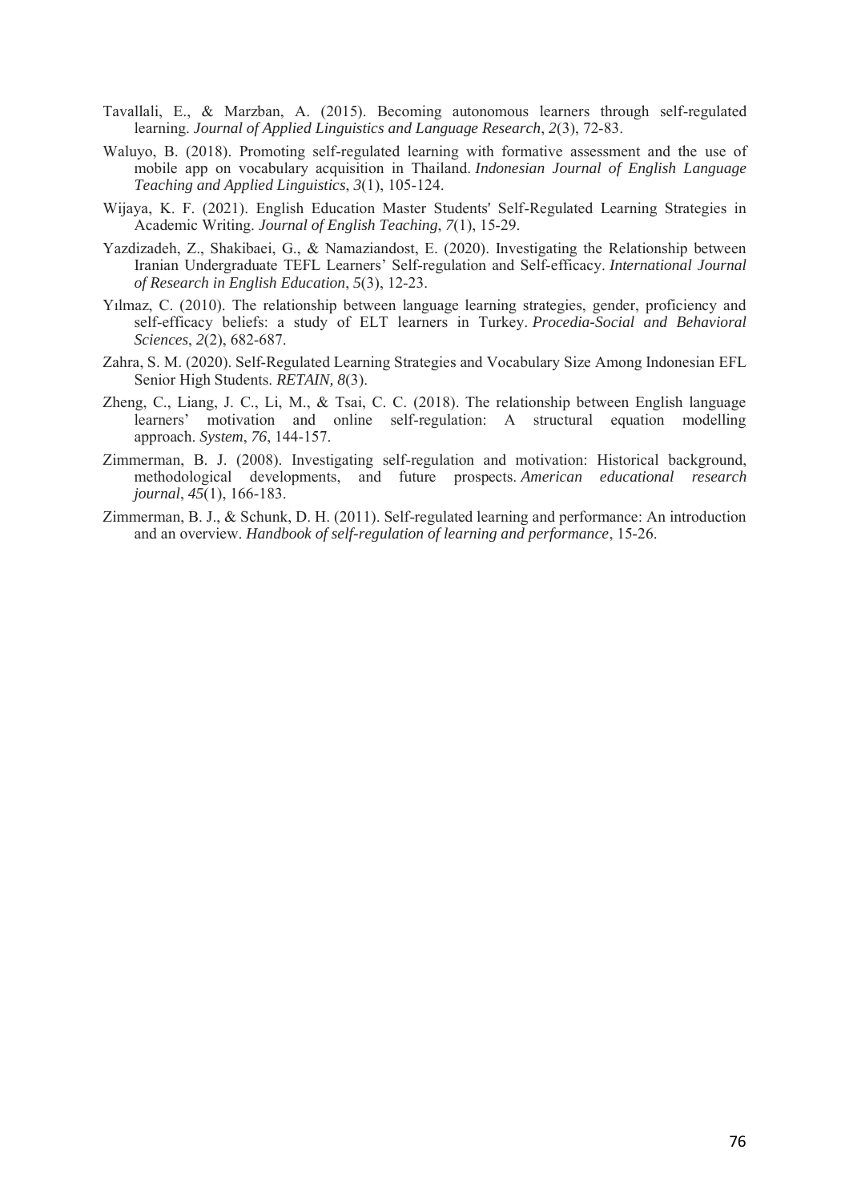Tavallali, E., & Marzban, A. (2015). Becoming autonomous learners through self-regulated learning. *Journal of Applied Linguistics and Language Research*, *2*(3), 72-83.

Waluyo, B. (2018). Promoting self-regulated learning with formative assessment and the use of mobile app on vocabulary acquisition in Thailand. *Indonesian Journal of English Language Teaching and Applied Linguistics*, *3*(1), 105-124.

Wijaya, K. F. (2021). English Education Master Students' Self-Regulated Learning Strategies in Academic Writing. *Journal of English Teaching*, *7*(1), 15-29.

Yazdizadeh, Z., Shakibaei, G., & Namaziandost, E. (2020). Investigating the Relationship between Iranian Undergraduate TEFL Learners' Self-regulation and Self-efficacy. *International Journal of Research in English Education*, *5*(3), 12-23.

Yılmaz, C. (2010). The relationship between language learning strategies, gender, proficiency and self-efficacy beliefs: a study of ELT learners in Turkey. *Procedia-Social and Behavioral Sciences*, *2*(2), 682-687.

Zahra, S. M. (2020). Self-Regulated Learning Strategies and Vocabulary Size Among Indonesian EFL Senior High Students. *RETAIN, 8*(3).

Zheng, C., Liang, J. C., Li, M., & Tsai, C. C. (2018). The relationship between English language learners' motivation and online self-regulation: A structural equation modelling approach. *System*, *76*, 144-157.

Zimmerman, B. J. (2008). Investigating self-regulation and motivation: Historical background, methodological developments, and future prospects. *American educational research journal*, *45*(1), 166-183.

Zimmerman, B. J., & Schunk, D. H. (2011). Self-regulated learning and performance: An introduction and an overview. *Handbook of self-regulation of learning and performance*, 15-26.